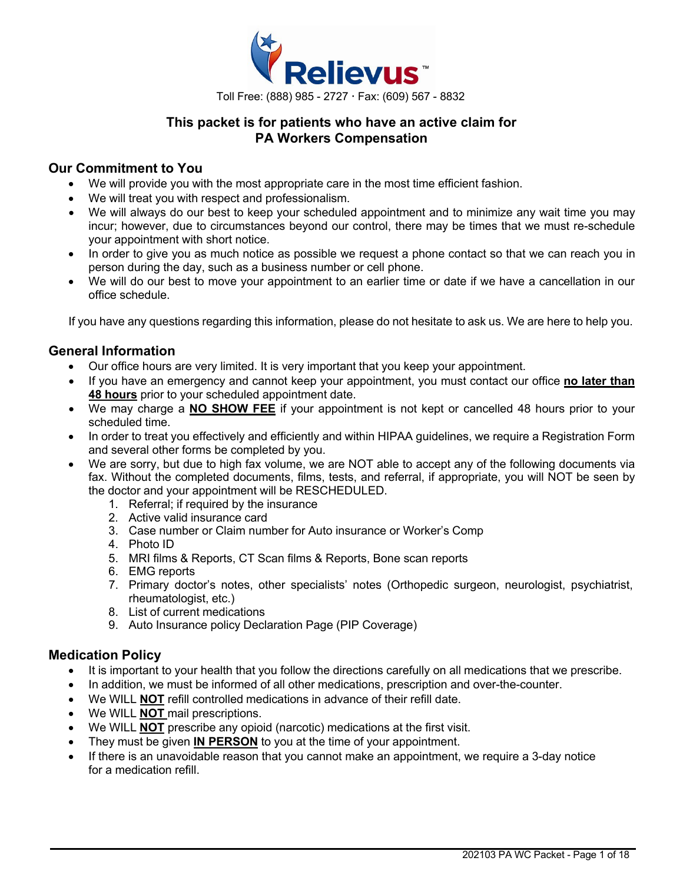Relievus™

Toll Free: (888) 985 - 2727 · Fax: (609) 567 - 8832

**This packet is for patients who have an active claim for PA Workers Compensation**

## Our Commitment to You

- We will provide you with the most appropriate care in the most time efficient fashion.
- We will treat you with respect and professionalism.
- We will always do our best to keep your scheduled appointment and to minimize any wait time you may incur; however, due to circumstances beyond our control, there may be times that we must re-schedule your appointment with short notice.
- In order to give you as much notice as possible we request a phone contact so that we can reach you in person during the day, such as a business number or cell phone.
- We will do our best to move your appointment to an earlier time or date if we have a cancellation in our office schedule.

If you have any questions regarding this information, please do not hesitate to ask us. We are here to help you.

## General Information

- Our office hours are very limited. It is very important that you keep your appointment.
- If you have an emergency and cannot keep your appointment, you must contact our office **no later than 48 hours** prior to your scheduled appointment date.
- We may charge a **NO SHOW FEE** if your appointment is not kept or cancelled 48 hours prior to your scheduled time.
- In order to treat you effectively and efficiently and within HIPAA guidelines, we require a Registration Form and several other forms be completed by you.
- We are sorry, but due to high fax volume, we are NOT able to accept any of the following documents via fax. Without the completed documents, films, tests, and referral, if appropriate, you will NOT be seen by the doctor and your appointment will be RESCHEDULED.
  1. Referral; if required by the insurance
  2. Active valid insurance card
  3. Case number or Claim number for Auto insurance or Worker's Comp
  4. Photo ID
  5. MRI films & Reports, CT Scan films & Reports, Bone scan reports
  6. EMG reports
  7. Primary doctor's notes, other specialists' notes (Orthopedic surgeon, neurologist, psychiatrist, rheumatologist, etc.)
  8. List of current medications
  9. Auto Insurance policy Declaration Page (PIP Coverage)

## Medication Policy

- It is important to your health that you follow the directions carefully on all medications that we prescribe.
- In addition, we must be informed of all other medications, prescription and over-the-counter.
- We WILL **NOT** refill controlled medications in advance of their refill date.
- We WILL **NOT** mail prescriptions.
- We WILL **NOT** prescribe any opioid (narcotic) medications at the first visit.
- They must be given **IN PERSON** to you at the time of your appointment.
- If there is an unavoidable reason that you cannot make an appointment, we require a 3-day notice for a medication refill.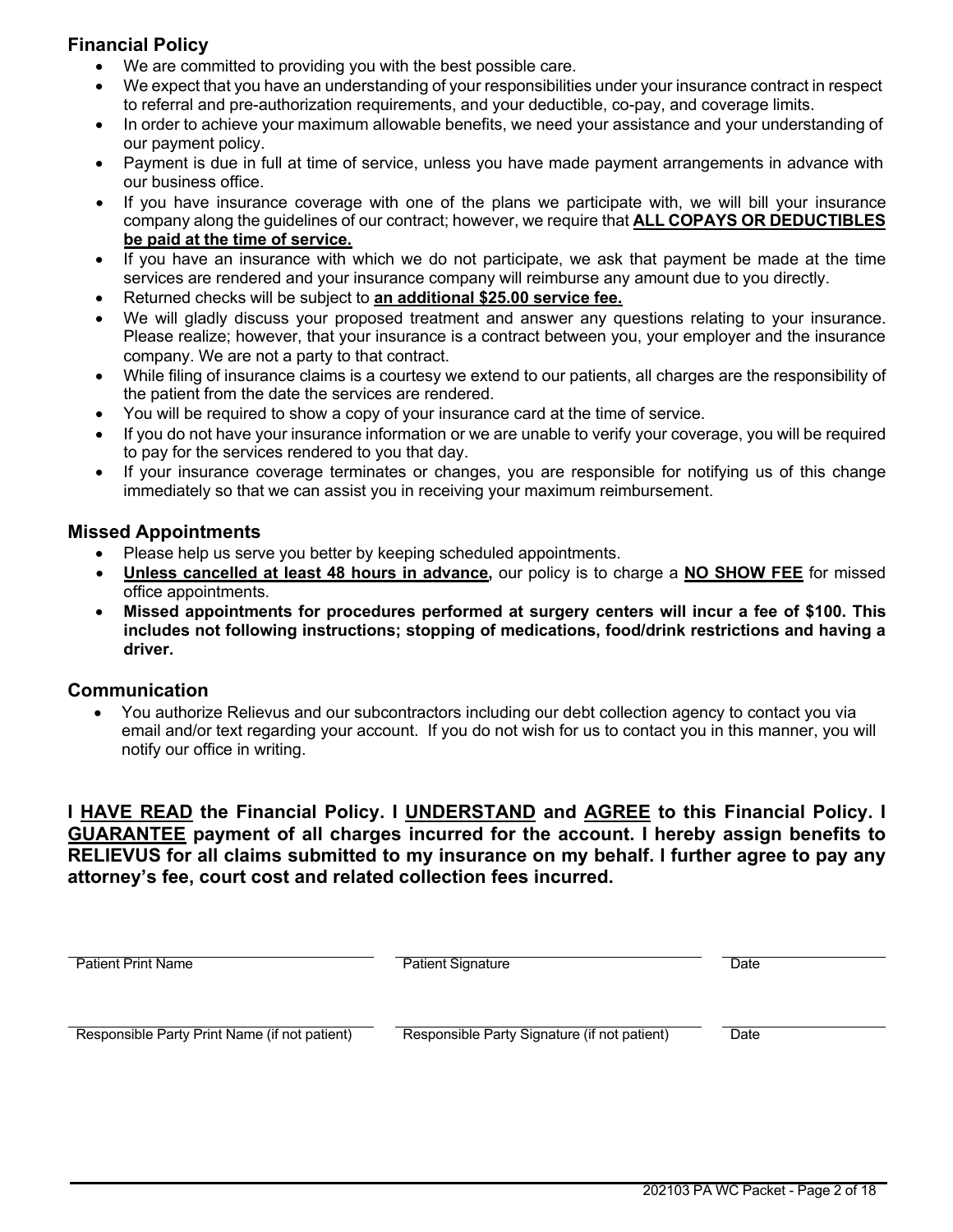## Financial Policy

- We are committed to providing you with the best possible care.
- We expect that you have an understanding of your responsibilities under your insurance contract in respect to referral and pre-authorization requirements, and your deductible, co-pay, and coverage limits.
- In order to achieve your maximum allowable benefits, we need your assistance and your understanding of our payment policy.
- Payment is due in full at time of service, unless you have made payment arrangements in advance with our business office.
- If you have insurance coverage with one of the plans we participate with, we will bill your insurance company along the guidelines of our contract; however, we require that **ALL COPAYS OR DEDUCTIBLES be paid at the time of service.**
- If you have an insurance with which we do not participate, we ask that payment be made at the time services are rendered and your insurance company will reimburse any amount due to you directly.
- Returned checks will be subject to **an additional $25.00 service fee.**
- We will gladly discuss your proposed treatment and answer any questions relating to your insurance. Please realize; however, that your insurance is a contract between you, your employer and the insurance company. We are not a party to that contract.
- While filing of insurance claims is a courtesy we extend to our patients, all charges are the responsibility of the patient from the date the services are rendered.
- You will be required to show a copy of your insurance card at the time of service.
- If you do not have your insurance information or we are unable to verify your coverage, you will be required to pay for the services rendered to you that day.
- If your insurance coverage terminates or changes, you are responsible for notifying us of this change immediately so that we can assist you in receiving your maximum reimbursement.

## Missed Appointments

- Please help us serve you better by keeping scheduled appointments.
- **Unless cancelled at least 48 hours in advance,** our policy is to charge a **NO SHOW FEE** for missed office appointments.
- **Missed appointments for procedures performed at surgery centers will incur a fee of $100. This includes not following instructions; stopping of medications, food/drink restrictions and having a driver.**

## Communication

- You authorize Relievus and our subcontractors including our debt collection agency to contact you via email and/or text regarding your account. If you do not wish for us to contact you in this manner, you will notify our office in writing.

**I HAVE READ the Financial Policy. I UNDERSTAND and AGREE to this Financial Policy. I GUARANTEE payment of all charges incurred for the account. I hereby assign benefits to RELIEVUS for all claims submitted to my insurance on my behalf. I further agree to pay any attorney's fee, court cost and related collection fees incurred.**

| Patient Print Name | Patient Signature | Date |
|---|---|---|
| | | |

| Responsible Party Print Name (if not patient) | Responsible Party Signature (if not patient) | Date |
|---|---|---|
| | | |

202103 PA WC Packet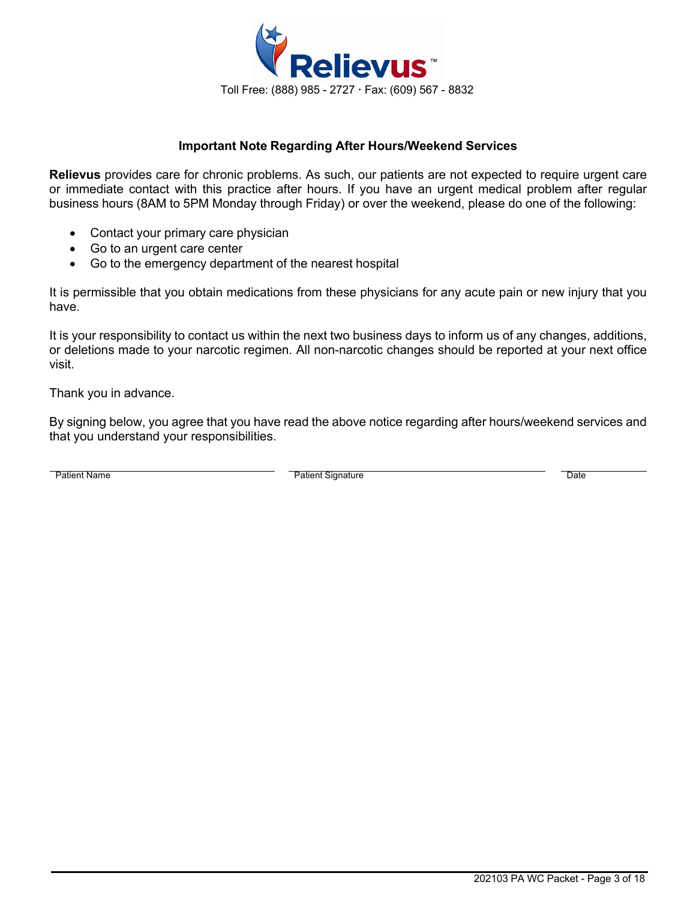**Relievus**™

Toll Free: (888) 985 - 2727 · Fax: (609) 567 - 8832

### Important Note Regarding After Hours/Weekend Services

**Relievus** provides care for chronic problems. As such, our patients are not expected to require urgent care or immediate contact with this practice after hours. If you have an urgent medical problem after regular business hours (8AM to 5PM Monday through Friday) or over the weekend, please do one of the following:

- Contact your primary care physician
- Go to an urgent care center
- Go to the emergency department of the nearest hospital

It is permissible that you obtain medications from these physicians for any acute pain or new injury that you have.

It is your responsibility to contact us within the next two business days to inform us of any changes, additions, or deletions made to your narcotic regimen. All non-narcotic changes should be reported at your next office visit.

Thank you in advance.

By signing below, you agree that you have read the above notice regarding after hours/weekend services and that you understand your responsibilities.

| Patient Name | Patient Signature | Date |
| --- | --- | --- |
| | | |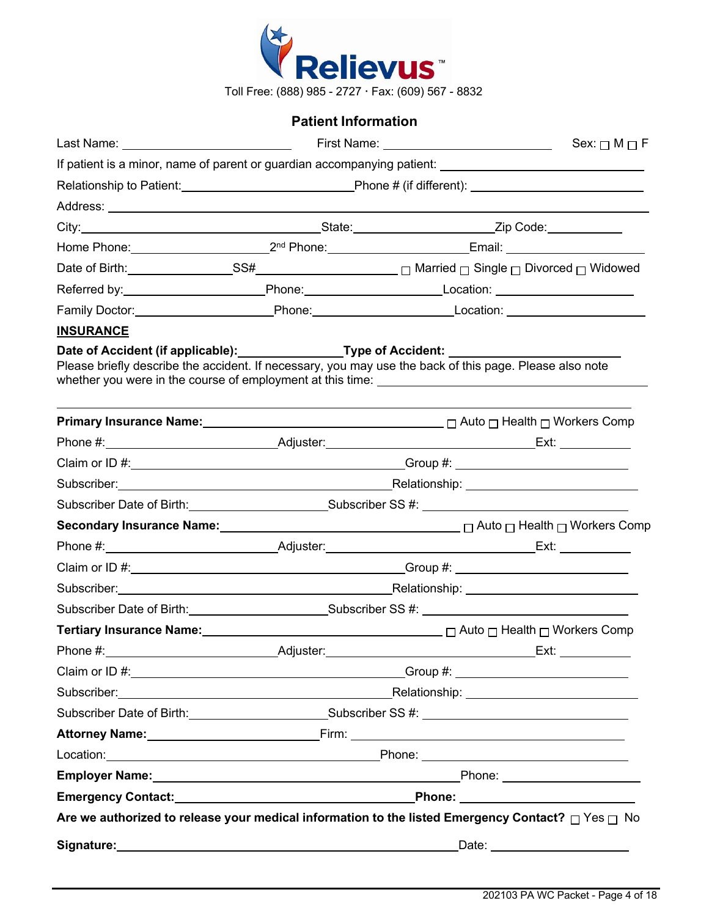Relievus™

Toll Free: (888) 985 - 2727 · Fax: (609) 567 - 8832

## Patient Information

Last Name: ______________________ First Name: ______________________ Sex: ☐ M ☐ F

If patient is a minor, name of parent or guardian accompanying patient: ______________________

Relationship to Patient: ______________________ Phone # (if different): ______________________

Address: ______________________________________________

City: ______________________ State: ______________________ Zip Code: __________

Home Phone: ______________________ 2nd Phone: ______________________ Email: ______________________

Date of Birth: ______________ SS# ______________________ ☐ Married ☐ Single ☐ Divorced ☐ Widowed

Referred by: ______________________ Phone: ______________________ Location: ______________________

Family Doctor: ______________________ Phone: ______________________ Location: ______________________

**INSURANCE**

**Date of Accident (if applicable):** ______________ **Type of Accident:** ______________________

Please briefly describe the accident. If necessary, you may use the back of this page. Please also note whether you were in the course of employment at this time: ______________________

______________________________________________

**Primary Insurance Name:** ______________________ ☐ Auto ☐ Health ☐ Workers Comp

Phone #: ______________________ Adjuster: ______________________ Ext: __________

Claim or ID #: ______________________ Group #: ______________________

Subscriber: ______________________ Relationship: ______________________

Subscriber Date of Birth: ______________________ Subscriber SS #: ______________________

**Secondary Insurance Name:** ______________________ ☐ Auto ☐ Health ☐ Workers Comp

Phone #: ______________________ Adjuster: ______________________ Ext: __________

Claim or ID #: ______________________ Group #: ______________________

Subscriber: ______________________ Relationship: ______________________

Subscriber Date of Birth: ______________________ Subscriber SS #: ______________________

**Tertiary Insurance Name:** ______________________ ☐ Auto ☐ Health ☐ Workers Comp

Phone #: ______________________ Adjuster: ______________________ Ext: __________

Claim or ID #: ______________________ Group #: ______________________

Subscriber: ______________________ Relationship: ______________________

Subscriber Date of Birth: ______________________ Subscriber SS #: ______________________

**Attorney Name:** ______________________ Firm: ______________________

Location: ______________________ Phone: ______________________

**Employer Name:** ______________________ Phone: ______________________

**Emergency Contact:** ______________________ **Phone:** ______________________

**Are we authorized to release your medical information to the listed Emergency Contact?** ☐ Yes ☐ No

**Signature:** ______________________ Date: ______________________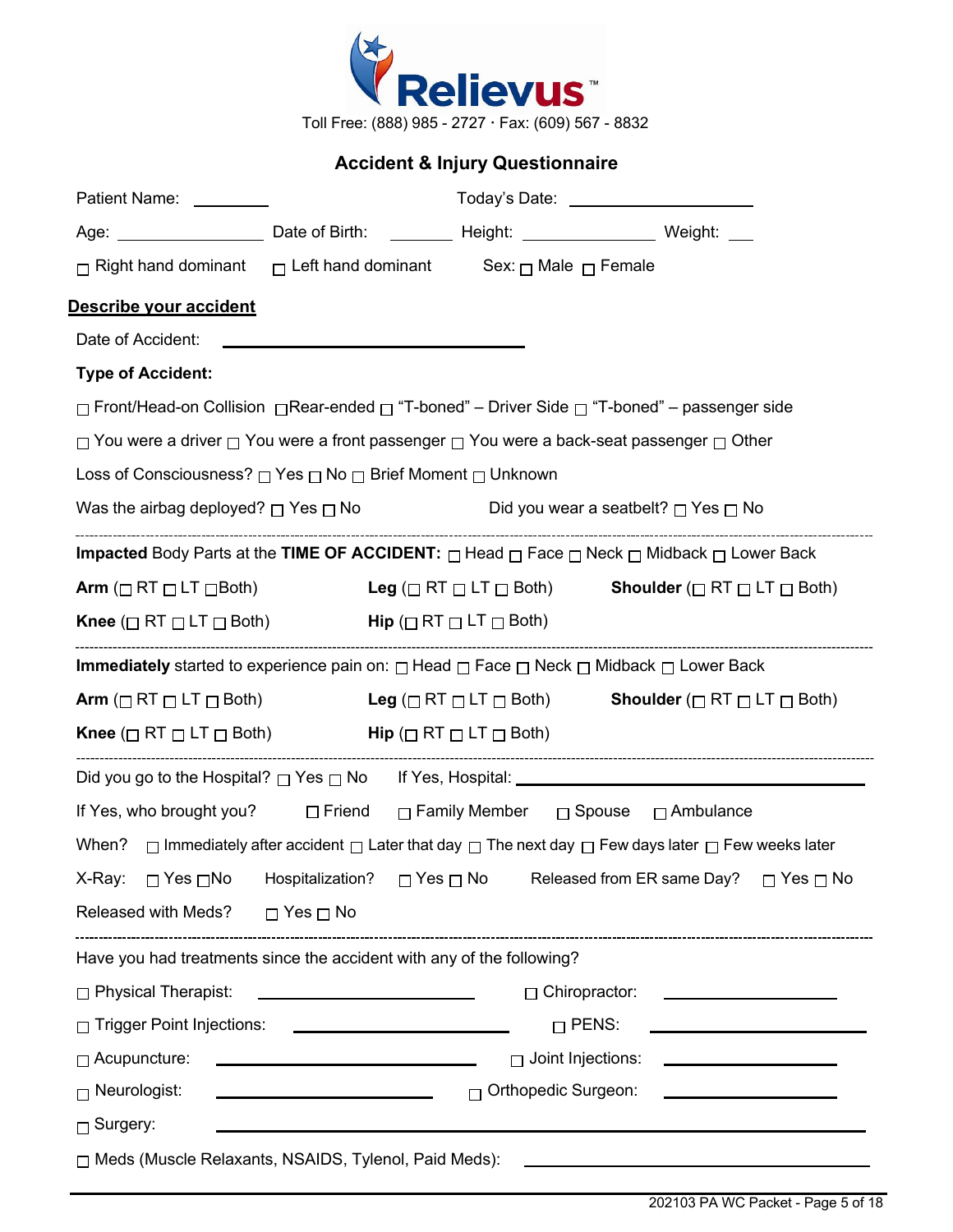Relievus™

Toll Free: (888) 985 - 2727 · Fax: (609) 567 - 8832

## Accident & Injury Questionnaire

Patient Name: ________ Today's Date: ____________________

Age: ________________ Date of Birth: _______ Height: _______________ Weight: ___

☐ Right hand dominant ☐ Left hand dominant Sex: ☐ Male ☐ Female

**Describe your accident**

Date of Accident: ________________________________

**Type of Accident:**

☐ Front/Head-on Collision ☐Rear-ended ☐ "T-boned" – Driver Side ☐ "T-boned" – passenger side

☐ You were a driver ☐ You were a front passenger ☐ You were a back-seat passenger ☐ Other

Loss of Consciousness? ☐ Yes ☐ No ☐ Brief Moment ☐ Unknown

Was the airbag deployed? ☐ Yes ☐ No Did you wear a seatbelt? ☐ Yes ☐ No

---

**Impacted** Body Parts at the **TIME OF ACCIDENT:** ☐ Head ☐ Face ☐ Neck ☐ Midback ☐ Lower Back

**Arm** (☐ RT ☐ LT ☐Both) **Leg** (☐ RT ☐ LT ☐ Both) **Shoulder** (☐ RT ☐ LT ☐ Both)

**Knee** (☐ RT ☐ LT ☐ Both) **Hip** (☐ RT ☐ LT ☐ Both)

---

**Immediately** started to experience pain on: ☐ Head ☐ Face ☐ Neck ☐ Midback ☐ Lower Back

**Arm** (☐ RT ☐ LT ☐ Both) **Leg** (☐ RT ☐ LT ☐ Both) **Shoulder** (☐ RT ☐ LT ☐ Both)

**Knee** (☐ RT ☐ LT ☐ Both) **Hip** (☐ RT ☐ LT ☐ Both)

---

Did you go to the Hospital? ☐ Yes ☐ No If Yes, Hospital: ______________________________

If Yes, who brought you? ☐ Friend ☐ Family Member ☐ Spouse ☐ Ambulance

When? ☐ Immediately after accident ☐ Later that day ☐ The next day ☐ Few days later ☐ Few weeks later

X-Ray: ☐ Yes ☐No Hospitalization? ☐ Yes ☐ No Released from ER same Day? ☐ Yes ☐ No

Released with Meds? ☐ Yes ☐ No

---

Have you had treatments since the accident with any of the following?

☐ Physical Therapist: ____________________ ☐ Chiropractor: ________________

☐ Trigger Point Injections: ____________________ ☐ PENS: ____________________

☐ Acupuncture: ________________________ ☐ Joint Injections: ________________

☐ Neurologist: ____________________ ☐ Orthopedic Surgeon: ________________

☐ Surgery: ____________________________________________

☐ Meds (Muscle Relaxants, NSAIDS, Tylenol, Paid Meds): ____________________________

202103 PA WC Packet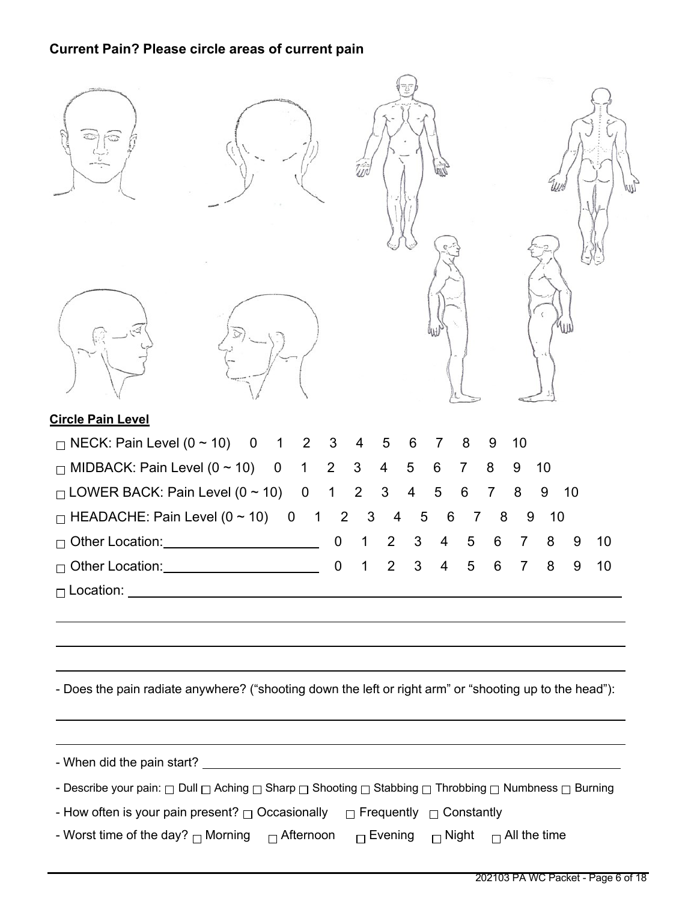**Current Pain? Please circle areas of current pain**

**Circle Pain Level**

☐ NECK: Pain Level (0 ~ 10) 0 1 2 3 4 5 6 7 8 9 10

☐ MIDBACK: Pain Level (0 ~ 10) 0 1 2 3 4 5 6 7 8 9 10

☐ LOWER BACK: Pain Level (0 ~ 10) 0 1 2 3 4 5 6 7 8 9 10

☐ HEADACHE: Pain Level (0 ~ 10) 0 1 2 3 4 5 6 7 8 9 10

☐ Other Location:____________________ 0 1 2 3 4 5 6 7 8 9 10

☐ Other Location:____________________ 0 1 2 3 4 5 6 7 8 9 10

☐ Location: ____________________________________________________________

______________________________________________________________________

______________________________________________________________________

______________________________________________________________________

- Does the pain radiate anywhere? ("shooting down the left or right arm" or "shooting up to the head"):

______________________________________________________________________

______________________________________________________________________

- When did the pain start? ______________________________________________

- Describe your pain: ☐ Dull ☐ Aching ☐ Sharp ☐ Shooting ☐ Stabbing ☐ Throbbing ☐ Numbness ☐ Burning

- How often is your pain present? ☐ Occasionally ☐ Frequently ☐ Constantly

- Worst time of the day? ☐ Morning ☐ Afternoon ☐ Evening ☐ Night ☐ All the time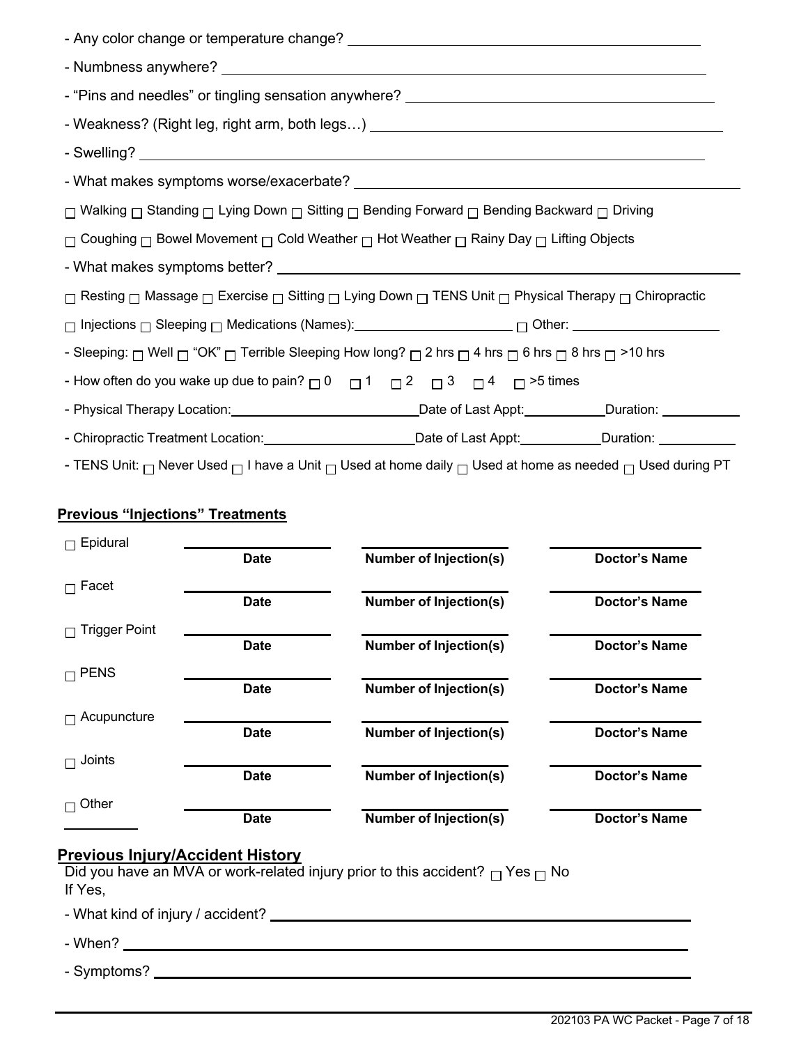- Any color change or temperature change? ______________________________

- Numbness anywhere? ______________________________

- "Pins and needles" or tingling sensation anywhere? ______________________________

- Weakness? (Right leg, right arm, both legs…) ______________________________

- Swelling? ______________________________

- What makes symptoms worse/exacerbate? ______________________________

☐ Walking ☐ Standing ☐ Lying Down ☐ Sitting ☐ Bending Forward ☐ Bending Backward ☐ Driving

☐ Coughing ☐ Bowel Movement ☐ Cold Weather ☐ Hot Weather ☐ Rainy Day ☐ Lifting Objects

- What makes symptoms better? ______________________________

☐ Resting ☐ Massage ☐ Exercise ☐ Sitting ☐ Lying Down ☐ TENS Unit ☐ Physical Therapy ☐ Chiropractic

☐ Injections ☐ Sleeping ☐ Medications (Names):____________________ ☐ Other: ____________________

- Sleeping: ☐ Well ☐ "OK" ☐ Terrible Sleeping How long? ☐ 2 hrs ☐ 4 hrs ☐ 6 hrs ☐ 8 hrs ☐ >10 hrs

- How often do you wake up due to pain? ☐ 0 ☐ 1 ☐ 2 ☐ 3 ☐ 4 ☐ >5 times

- Physical Therapy Location:____________________Date of Last Appt:__________Duration: __________

- Chiropractic Treatment Location:____________________Date of Last Appt:__________Duration: __________

- TENS Unit: ☐ Never Used ☐ I have a Unit ☐ Used at home daily ☐ Used at home as needed ☐ Used during PT

## Previous "Injections" Treatments

| | Date | Number of Injection(s) | Doctor's Name |
|---|---|---|---|
| ☐ Epidural | | | |
| ☐ Facet | | | |
| ☐ Trigger Point | | | |
| ☐ PENS | | | |
| ☐ Acupuncture | | | |
| ☐ Joints | | | |
| ☐ Other ________ | | | |

## Previous Injury/Accident History

Did you have an MVA or work-related injury prior to this accident? ☐ Yes ☐ No

If Yes,

- What kind of injury / accident? ______________________________

- When? ______________________________

- Symptoms? ______________________________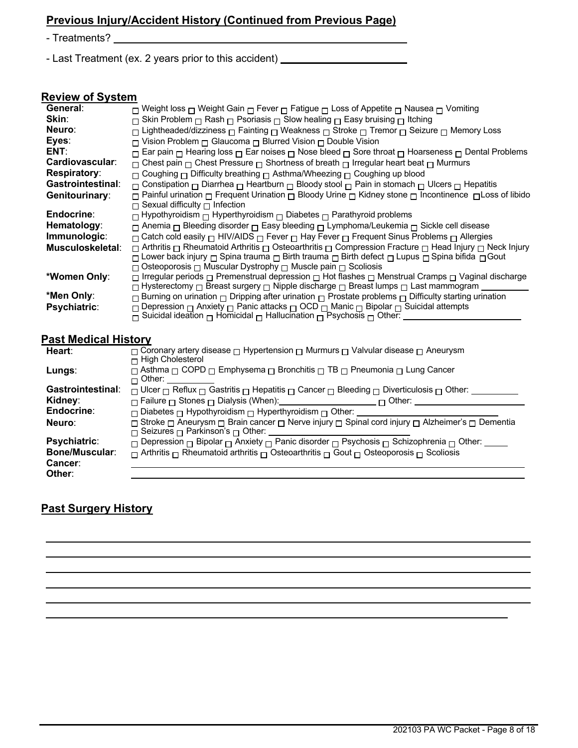## Previous Injury/Accident History (Continued from Previous Page)

- Treatments? ______________________________________________

- Last Treatment (ex. 2 years prior to this accident) ____________________

## Review of System

| | |
|---|---|
| **General**: | ☐ Weight loss ☐ Weight Gain ☐ Fever ☐ Fatigue ☐ Loss of Appetite ☐ Nausea ☐ Vomiting |
| **Skin**: | ☐ Skin Problem ☐ Rash ☐ Psoriasis ☐ Slow healing ☐ Easy bruising ☐ Itching |
| **Neuro**: | ☐ Lightheaded/dizziness ☐ Fainting ☐ Weakness ☐ Stroke ☐ Tremor ☐ Seizure ☐ Memory Loss |
| **Eyes**: | ☐ Vision Problem ☐ Glaucoma ☐ Blurred Vision ☐ Double Vision |
| **ENT**: | ☐ Ear pain ☐ Hearing loss ☐ Ear noises ☐ Nose bleed ☐ Sore throat ☐ Hoarseness ☐ Dental Problems |
| **Cardiovascular**: | ☐ Chest pain ☐ Chest Pressure ☐ Shortness of breath ☐ Irregular heart beat ☐ Murmurs |
| **Respiratory**: | ☐ Coughing ☐ Difficulty breathing ☐ Asthma/Wheezing ☐ Coughing up blood |
| **Gastrointestinal**: | ☐ Constipation ☐ Diarrhea ☐ Heartburn ☐ Bloody stool ☐ Pain in stomach ☐ Ulcers ☐ Hepatitis |
| **Genitourinary**: | ☐ Painful urination ☐ Frequent Urination ☐ Bloody Urine ☐ Kidney stone ☐ Incontinence ☐ Loss of libido ☐ Sexual difficulty ☐ Infection |
| **Endocrine**: | ☐ Hypothyroidism ☐ Hyperthyroidism ☐ Diabetes ☐ Parathyroid problems |
| **Hematology**: | ☐ Anemia ☐ Bleeding disorder ☐ Easy bleeding ☐ Lymphoma/Leukemia ☐ Sickle cell disease |
| **Immunologic**: | ☐ Catch cold easily ☐ HIV/AIDS ☐ Fever ☐ Hay Fever ☐ Frequent Sinus Problems ☐ Allergies |
| **Musculoskeletal**: | ☐ Arthritis ☐ Rheumatoid Arthritis ☐ Osteoarthritis ☐ Compression Fracture ☐ Head Injury ☐ Neck Injury ☐ Lower back injury ☐ Spina trauma ☐ Birth trauma ☐ Birth defect ☐ Lupus ☐ Spina bifida ☐ Gout ☐ Osteoporosis ☐ Muscular Dystrophy ☐ Muscle pain ☐ Scoliosis |
| ***Women Only**: | ☐ Irregular periods ☐ Premenstrual depression ☐ Hot flashes ☐ Menstrual Cramps ☐ Vaginal discharge ☐ Hysterectomy ☐ Breast surgery ☐ Nipple discharge ☐ Breast lumps ☐ Last mammogram __________ |
| ***Men Only**: | ☐ Burning on urination ☐ Dripping after urination ☐ Prostate problems ☐ Difficulty starting urination |
| **Psychiatric**: | ☐ Depression ☐ Anxiety ☐ Panic attacks ☐ OCD ☐ Manic ☐ Bipolar ☐ Suicidal attempts ☐ Suicidal ideation ☐ Homicidal ☐ Hallucination ☐ Psychosis ☐ Other: ____________________ |

## Past Medical History

| | |
|---|---|
| **Heart**: | ☐ Coronary artery disease ☐ Hypertension ☐ Murmurs ☐ Valvular disease ☐ Aneurysm ☐ High Cholesterol |
| **Lungs**: | ☐ Asthma ☐ COPD ☐ Emphysema ☐ Bronchitis ☐ TB ☐ Pneumonia ☐ Lung Cancer ☐ Other: __________ |
| **Gastrointestinal**: | ☐ Ulcer ☐ Reflux ☐ Gastritis ☐ Hepatitis ☐ Cancer ☐ Bleeding ☐ Diverticulosis ☐ Other: __________ |
| **Kidney**: | ☐ Failure ☐ Stones ☐ Dialysis (When): ____________________ ☐ Other: ____________________ |
| **Endocrine**: | ☐ Diabetes ☐ Hypothyroidism ☐ Hyperthyroidism ☐ Other: ____________________ |
| **Neuro**: | ☐ Stroke ☐ Aneurysm ☐ Brain cancer ☐ Nerve injury ☐ Spinal cord injury ☐ Alzheimer's ☐ Dementia ☐ Seizures ☐ Parkinson's ☐ Other: ____________________ |
| **Psychiatric**: | ☐ Depression ☐ Bipolar ☐ Anxiety ☐ Panic disorder ☐ Psychosis ☐ Schizophrenia ☐ Other: _____ |
| **Bone/Muscular**: | ☐ Arthritis ☐ Rheumatoid arthritis ☐ Osteoarthritis ☐ Gout ☐ Osteoporosis ☐ Scoliosis |
| **Cancer**: | ____________________ |
| **Other**: | ____________________ |

## Past Surgery History

______________________________________________

______________________________________________

______________________________________________

______________________________________________

______________________________________________

______________________________________________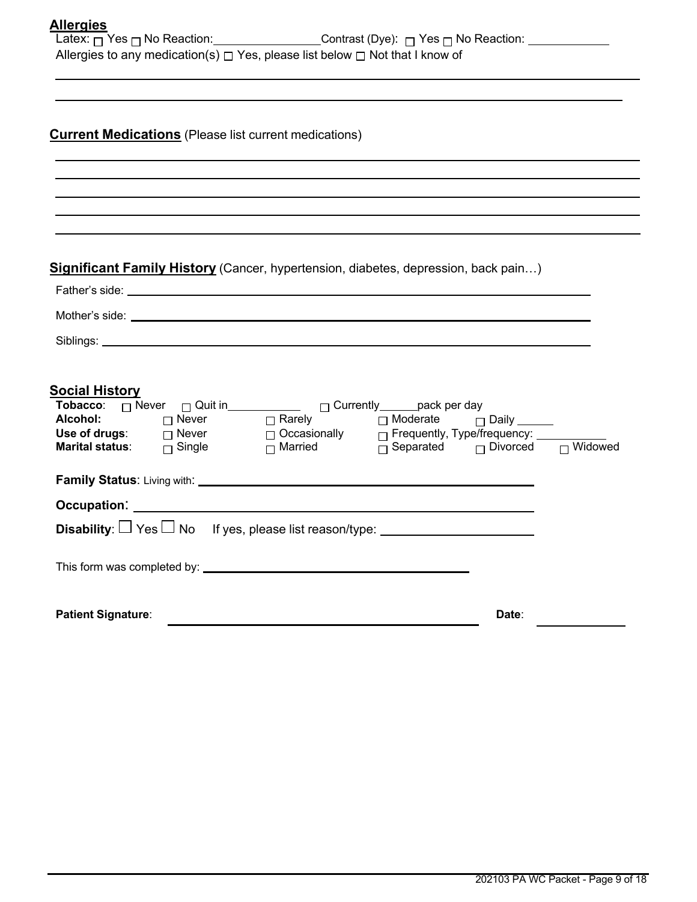## Allergies

Latex: ☐ Yes ☐ No Reaction: ________________ Contrast (Dye): ☐ Yes ☐ No Reaction: ____________

Allergies to any medication(s) ☐ Yes, please list below ☐ Not that I know of

______________________________________________________________________________

______________________________________________________________________________

## Current Medications (Please list current medications)

______________________________________________________________________________

______________________________________________________________________________

______________________________________________________________________________

______________________________________________________________________________

______________________________________________________________________________

## Significant Family History (Cancer, hypertension, diabetes, depression, back pain…)

Father's side: ______________________________________________________________

Mother's side: ______________________________________________________________

Siblings: __________________________________________________________________

## Social History

**Tobacco**: ☐ Never ☐ Quit in____________ ☐ Currently______pack per day

**Alcohol:** ☐ Never ☐ Rarely ☐ Moderate ☐ Daily ______

**Use of drugs**: ☐ Never ☐ Occasionally ☐ Frequently, Type/frequency: ___________

**Marital status**: ☐ Single ☐ Married ☐ Separated ☐ Divorced ☐ Widowed

**Family Status**: Living with: ________________________________________________

**Occupation**: _______________________________________________________________

**Disability**: ☐ Yes ☐ No If yes, please list reason/type: ______________________

This form was completed by: ___________________________________________

**Patient Signature**: _______________________________________________ **Date**: _____________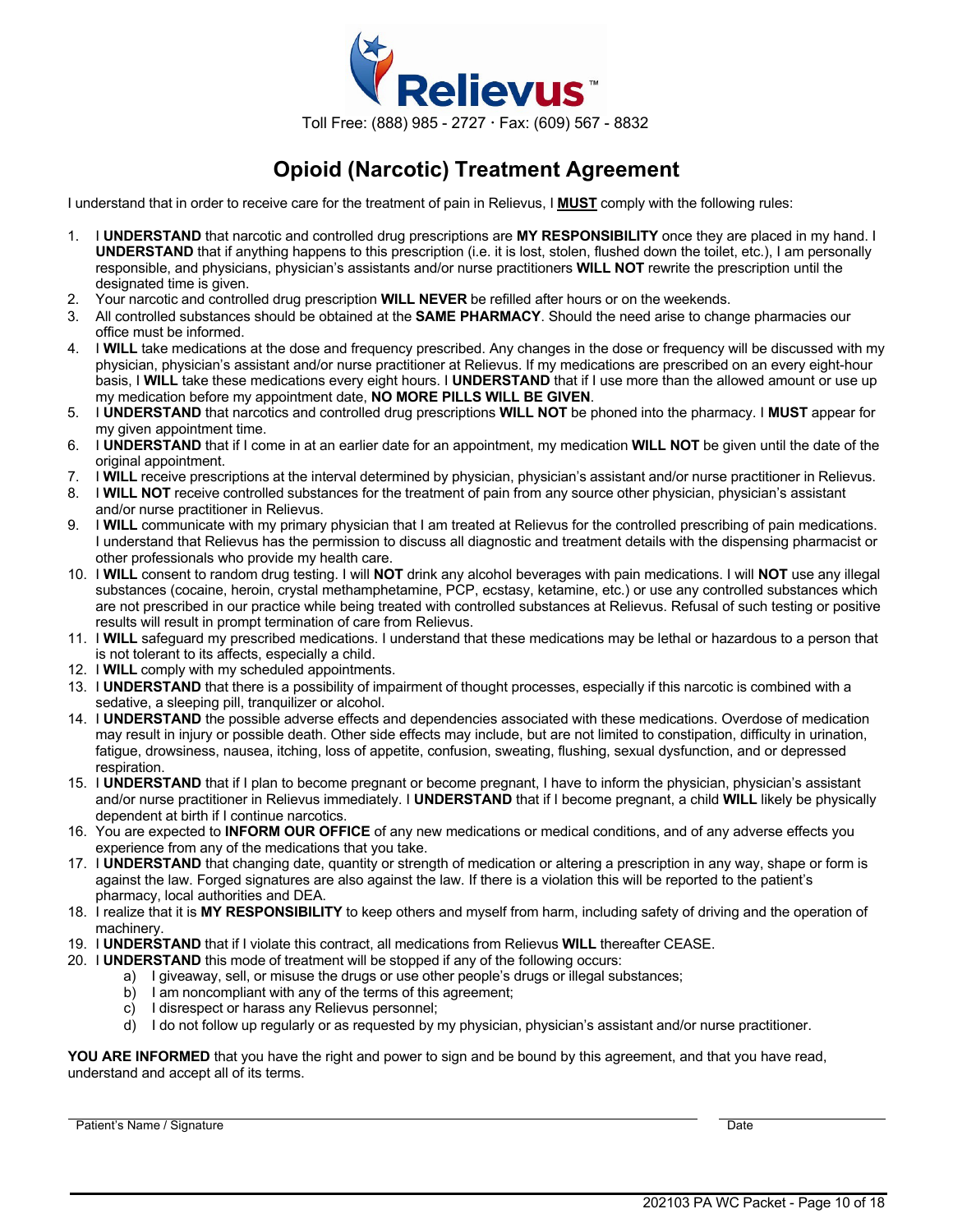Relievus™

Toll Free: (888) 985 - 2727 · Fax: (609) 567 - 8832

# Opioid (Narcotic) Treatment Agreement

I understand that in order to receive care for the treatment of pain in Relievus, I **MUST** comply with the following rules:

1. I **UNDERSTAND** that narcotic and controlled drug prescriptions are **MY RESPONSIBILITY** once they are placed in my hand. I **UNDERSTAND** that if anything happens to this prescription (i.e. it is lost, stolen, flushed down the toilet, etc.), I am personally responsible, and physicians, physician's assistants and/or nurse practitioners **WILL NOT** rewrite the prescription until the designated time is given.
2. Your narcotic and controlled drug prescription **WILL NEVER** be refilled after hours or on the weekends.
3. All controlled substances should be obtained at the **SAME PHARMACY**. Should the need arise to change pharmacies our office must be informed.
4. I **WILL** take medications at the dose and frequency prescribed. Any changes in the dose or frequency will be discussed with my physician, physician's assistant and/or nurse practitioner at Relievus. If my medications are prescribed on an every eight-hour basis, I **WILL** take these medications every eight hours. I **UNDERSTAND** that if I use more than the allowed amount or use up my medication before my appointment date, **NO MORE PILLS WILL BE GIVEN**.
5. I **UNDERSTAND** that narcotics and controlled drug prescriptions **WILL NOT** be phoned into the pharmacy. I **MUST** appear for my given appointment time.
6. I **UNDERSTAND** that if I come in at an earlier date for an appointment, my medication **WILL NOT** be given until the date of the original appointment.
7. I **WILL** receive prescriptions at the interval determined by physician, physician's assistant and/or nurse practitioner in Relievus.
8. I **WILL NOT** receive controlled substances for the treatment of pain from any source other physician, physician's assistant and/or nurse practitioner in Relievus.
9. I **WILL** communicate with my primary physician that I am treated at Relievus for the controlled prescribing of pain medications. I understand that Relievus has the permission to discuss all diagnostic and treatment details with the dispensing pharmacist or other professionals who provide my health care.
10. I **WILL** consent to random drug testing. I will **NOT** drink any alcohol beverages with pain medications. I will **NOT** use any illegal substances (cocaine, heroin, crystal methamphetamine, PCP, ecstasy, ketamine, etc.) or use any controlled substances which are not prescribed in our practice while being treated with controlled substances at Relievus. Refusal of such testing or positive results will result in prompt termination of care from Relievus.
11. I **WILL** safeguard my prescribed medications. I understand that these medications may be lethal or hazardous to a person that is not tolerant to its affects, especially a child.
12. I **WILL** comply with my scheduled appointments.
13. I **UNDERSTAND** that there is a possibility of impairment of thought processes, especially if this narcotic is combined with a sedative, a sleeping pill, tranquilizer or alcohol.
14. I **UNDERSTAND** the possible adverse effects and dependencies associated with these medications. Overdose of medication may result in injury or possible death. Other side effects may include, but are not limited to constipation, difficulty in urination, fatigue, drowsiness, nausea, itching, loss of appetite, confusion, sweating, flushing, sexual dysfunction, and or depressed respiration.
15. I **UNDERSTAND** that if I plan to become pregnant or become pregnant, I have to inform the physician, physician's assistant and/or nurse practitioner in Relievus immediately. I **UNDERSTAND** that if I become pregnant, a child **WILL** likely be physically dependent at birth if I continue narcotics.
16. You are expected to **INFORM OUR OFFICE** of any new medications or medical conditions, and of any adverse effects you experience from any of the medications that you take.
17. I **UNDERSTAND** that changing date, quantity or strength of medication or altering a prescription in any way, shape or form is against the law. Forged signatures are also against the law. If there is a violation this will be reported to the patient's pharmacy, local authorities and DEA.
18. I realize that it is **MY RESPONSIBILITY** to keep others and myself from harm, including safety of driving and the operation of machinery.
19. I **UNDERSTAND** that if I violate this contract, all medications from Relievus **WILL** thereafter CEASE.
20. I **UNDERSTAND** this mode of treatment will be stopped if any of the following occurs:
    a) I giveaway, sell, or misuse the drugs or use other people's drugs or illegal substances;
    b) I am noncompliant with any of the terms of this agreement;
    c) I disrespect or harass any Relievus personnel;
    d) I do not follow up regularly or as requested by my physician, physician's assistant and/or nurse practitioner.

**YOU ARE INFORMED** that you have the right and power to sign and be bound by this agreement, and that you have read, understand and accept all of its terms.

Patient's Name / Signature ______________________________ Date ______________

202103 PA WC Packet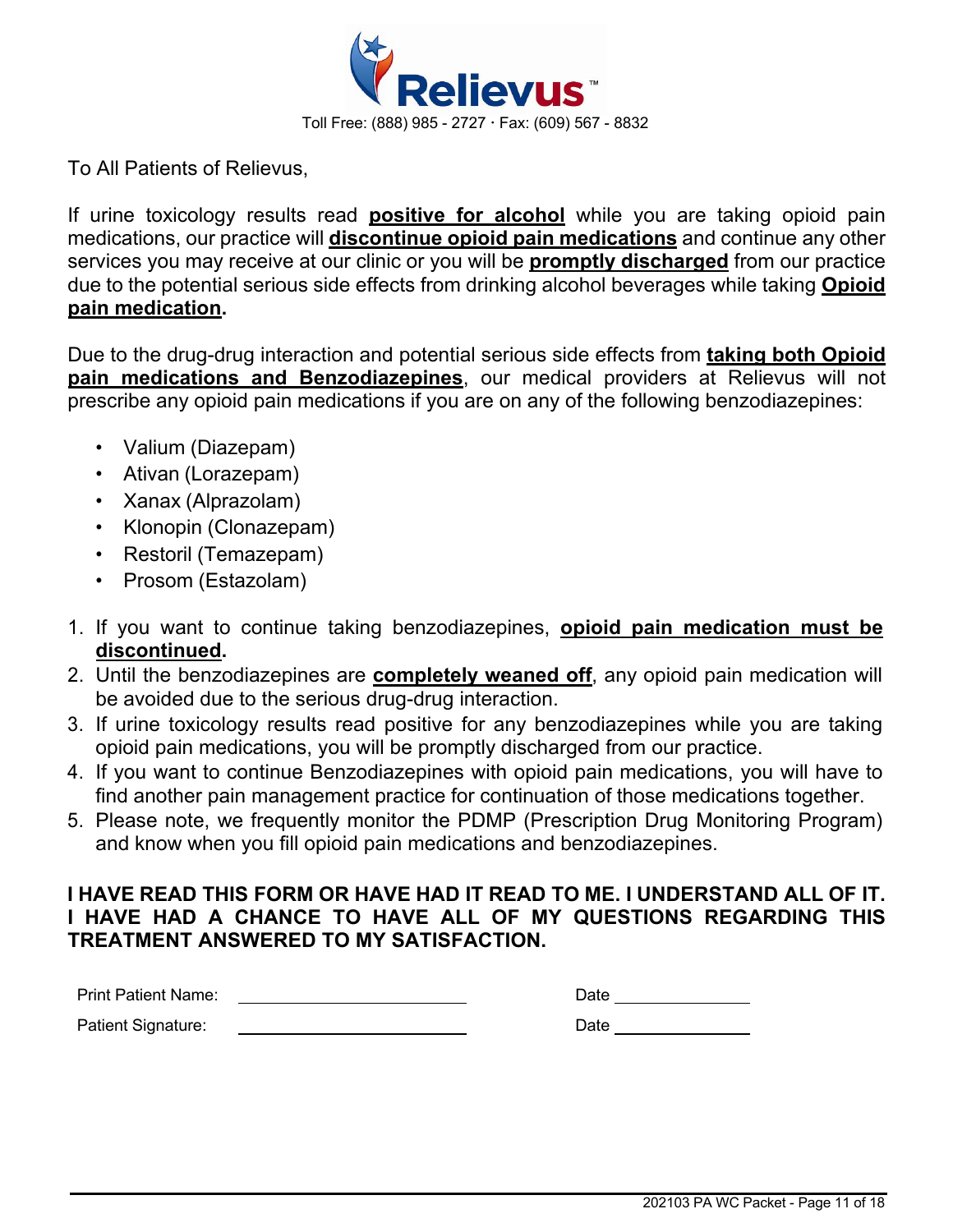Relievus™

Toll Free: (888) 985 - 2727 · Fax: (609) 567 - 8832

To All Patients of Relievus,

If urine toxicology results read **positive for alcohol** while you are taking opioid pain medications, our practice will **discontinue opioid pain medications** and continue any other services you may receive at our clinic or you will be **promptly discharged** from our practice due to the potential serious side effects from drinking alcohol beverages while taking **Opioid pain medication.**

Due to the drug-drug interaction and potential serious side effects from **taking both Opioid pain medications and Benzodiazepines**, our medical providers at Relievus will not prescribe any opioid pain medications if you are on any of the following benzodiazepines:

- Valium (Diazepam)
- Ativan (Lorazepam)
- Xanax (Alprazolam)
- Klonopin (Clonazepam)
- Restoril (Temazepam)
- Prosom (Estazolam)

1. If you want to continue taking benzodiazepines, **opioid pain medication must be discontinued.**
2. Until the benzodiazepines are **completely weaned off**, any opioid pain medication will be avoided due to the serious drug-drug interaction.
3. If urine toxicology results read positive for any benzodiazepines while you are taking opioid pain medications, you will be promptly discharged from our practice.
4. If you want to continue Benzodiazepines with opioid pain medications, you will have to find another pain management practice for continuation of those medications together.
5. Please note, we frequently monitor the PDMP (Prescription Drug Monitoring Program) and know when you fill opioid pain medications and benzodiazepines.

**I HAVE READ THIS FORM OR HAVE HAD IT READ TO ME. I UNDERSTAND ALL OF IT. I HAVE HAD A CHANCE TO HAVE ALL OF MY QUESTIONS REGARDING THIS TREATMENT ANSWERED TO MY SATISFACTION.**

Print Patient Name: ______________________ Date ______________

Patient Signature: ______________________ Date ______________

202103 PA WC Packet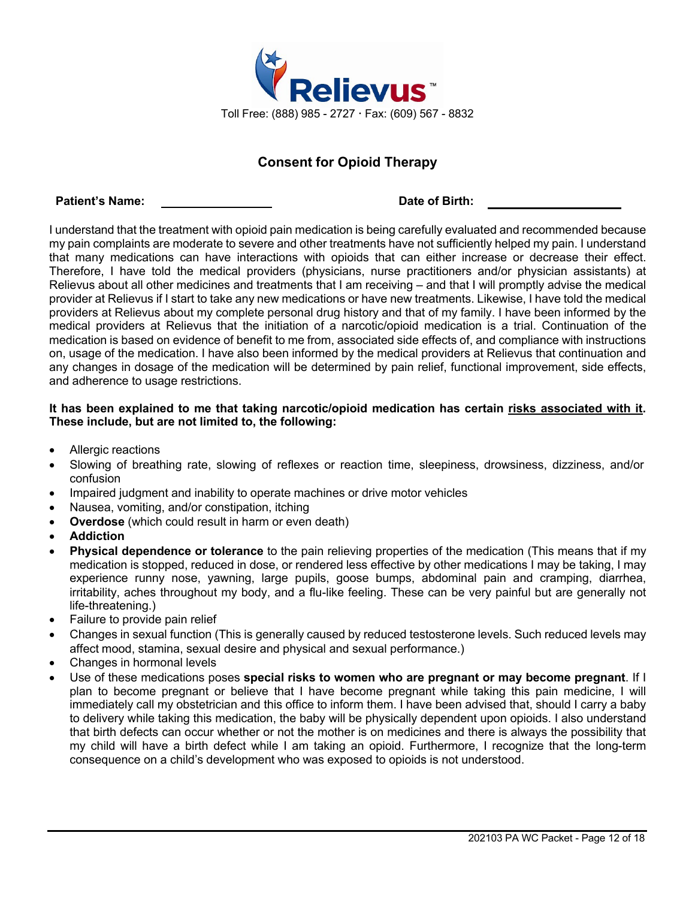Relievus™

Toll Free: (888) 985 - 2727 · Fax: (609) 567 - 8832

## Consent for Opioid Therapy

**Patient's Name:** \_\_\_\_\_\_\_\_\_\_\_\_\_\_\_\_\_\_ **Date of Birth:** \_\_\_\_\_\_\_\_\_\_\_\_\_\_\_\_\_\_\_\_

I understand that the treatment with opioid pain medication is being carefully evaluated and recommended because my pain complaints are moderate to severe and other treatments have not sufficiently helped my pain. I understand that many medications can have interactions with opioids that can either increase or decrease their effect. Therefore, I have told the medical providers (physicians, nurse practitioners and/or physician assistants) at Relievus about all other medicines and treatments that I am receiving – and that I will promptly advise the medical provider at Relievus if I start to take any new medications or have new treatments. Likewise, I have told the medical providers at Relievus about my complete personal drug history and that of my family. I have been informed by the medical providers at Relievus that the initiation of a narcotic/opioid medication is a trial. Continuation of the medication is based on evidence of benefit to me from, associated side effects of, and compliance with instructions on, usage of the medication. I have also been informed by the medical providers at Relievus that continuation and any changes in dosage of the medication will be determined by pain relief, functional improvement, side effects, and adherence to usage restrictions.

**It has been explained to me that taking narcotic/opioid medication has certain <u>risks associated with it</u>. These include, but are not limited to, the following:**

- Allergic reactions
- Slowing of breathing rate, slowing of reflexes or reaction time, sleepiness, drowsiness, dizziness, and/or confusion
- Impaired judgment and inability to operate machines or drive motor vehicles
- Nausea, vomiting, and/or constipation, itching
- **Overdose** (which could result in harm or even death)
- **Addiction**
- **Physical dependence or tolerance** to the pain relieving properties of the medication (This means that if my medication is stopped, reduced in dose, or rendered less effective by other medications I may be taking, I may experience runny nose, yawning, large pupils, goose bumps, abdominal pain and cramping, diarrhea, irritability, aches throughout my body, and a flu-like feeling. These can be very painful but are generally not life-threatening.)
- Failure to provide pain relief
- Changes in sexual function (This is generally caused by reduced testosterone levels. Such reduced levels may affect mood, stamina, sexual desire and physical and sexual performance.)
- Changes in hormonal levels
- Use of these medications poses **special risks to women who are pregnant or may become pregnant**. If I plan to become pregnant or believe that I have become pregnant while taking this pain medicine, I will immediately call my obstetrician and this office to inform them. I have been advised that, should I carry a baby to delivery while taking this medication, the baby will be physically dependent upon opioids. I also understand that birth defects can occur whether or not the mother is on medicines and there is always the possibility that my child will have a birth defect while I am taking an opioid. Furthermore, I recognize that the long-term consequence on a child's development who was exposed to opioids is not understood.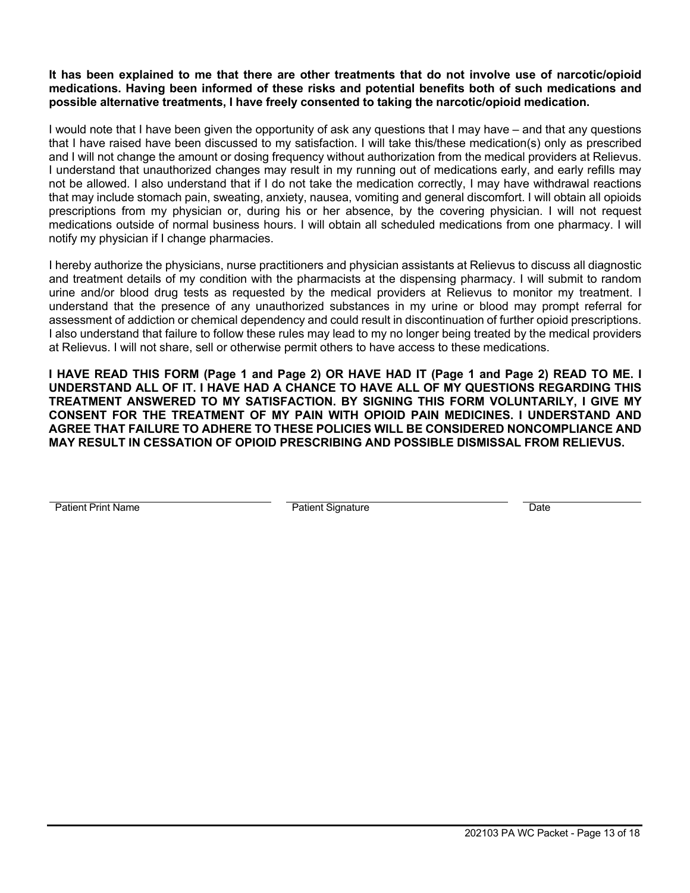**It has been explained to me that there are other treatments that do not involve use of narcotic/opioid medications. Having been informed of these risks and potential benefits both of such medications and possible alternative treatments, I have freely consented to taking the narcotic/opioid medication.**

I would note that I have been given the opportunity of ask any questions that I may have – and that any questions that I have raised have been discussed to my satisfaction. I will take this/these medication(s) only as prescribed and I will not change the amount or dosing frequency without authorization from the medical providers at Relievus. I understand that unauthorized changes may result in my running out of medications early, and early refills may not be allowed. I also understand that if I do not take the medication correctly, I may have withdrawal reactions that may include stomach pain, sweating, anxiety, nausea, vomiting and general discomfort. I will obtain all opioids prescriptions from my physician or, during his or her absence, by the covering physician. I will not request medications outside of normal business hours. I will obtain all scheduled medications from one pharmacy. I will notify my physician if I change pharmacies.

I hereby authorize the physicians, nurse practitioners and physician assistants at Relievus to discuss all diagnostic and treatment details of my condition with the pharmacists at the dispensing pharmacy. I will submit to random urine and/or blood drug tests as requested by the medical providers at Relievus to monitor my treatment. I understand that the presence of any unauthorized substances in my urine or blood may prompt referral for assessment of addiction or chemical dependency and could result in discontinuation of further opioid prescriptions. I also understand that failure to follow these rules may lead to my no longer being treated by the medical providers at Relievus. I will not share, sell or otherwise permit others to have access to these medications.

**I HAVE READ THIS FORM (Page 1 and Page 2) OR HAVE HAD IT (Page 1 and Page 2) READ TO ME. I UNDERSTAND ALL OF IT. I HAVE HAD A CHANCE TO HAVE ALL OF MY QUESTIONS REGARDING THIS TREATMENT ANSWERED TO MY SATISFACTION. BY SIGNING THIS FORM VOLUNTARILY, I GIVE MY CONSENT FOR THE TREATMENT OF MY PAIN WITH OPIOID PAIN MEDICINES. I UNDERSTAND AND AGREE THAT FAILURE TO ADHERE TO THESE POLICIES WILL BE CONSIDERED NONCOMPLIANCE AND MAY RESULT IN CESSATION OF OPIOID PRESCRIBING AND POSSIBLE DISMISSAL FROM RELIEVUS.**

| _______________________ | _______________________ | ____________ |
|---|---|---|
| Patient Print Name | Patient Signature | Date |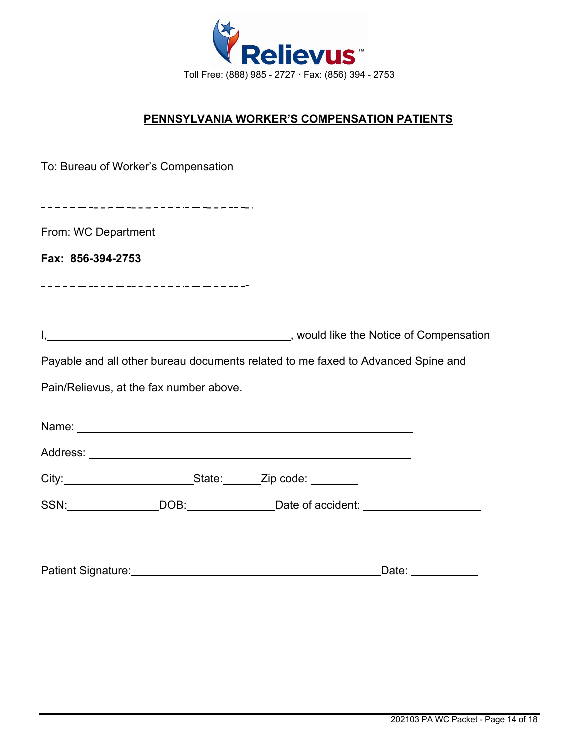Relievus™

Toll Free: (888) 985 - 2727 · Fax: (856) 394 - 2753

## PENNSYLVANIA WORKER'S COMPENSATION PATIENTS

To: Bureau of Worker's Compensation

---

From: WC Department

**Fax: 856-394-2753**

---

I,\_\_\_\_\_\_\_\_\_\_\_\_\_\_\_\_\_\_\_\_\_\_\_\_\_\_\_\_\_\_\_\_\_\_\_\_\_\_\_\_, would like the Notice of Compensation Payable and all other bureau documents related to me faxed to Advanced Spine and Pain/Relievus, at the fax number above.

Name: \_\_\_\_\_\_\_\_\_\_\_\_\_\_\_\_\_\_\_\_\_\_\_\_\_\_\_\_\_\_\_\_\_\_\_\_\_\_\_\_\_\_\_\_\_\_\_\_\_\_\_\_

Address: \_\_\_\_\_\_\_\_\_\_\_\_\_\_\_\_\_\_\_\_\_\_\_\_\_\_\_\_\_\_\_\_\_\_\_\_\_\_\_\_\_\_\_\_\_\_\_\_\_\_

City:\_\_\_\_\_\_\_\_\_\_\_\_\_\_\_\_\_\_\_\_\_State:\_\_\_\_\_\_Zip code: \_\_\_\_\_\_\_\_

SSN:\_\_\_\_\_\_\_\_\_\_\_\_\_\_\_DOB:\_\_\_\_\_\_\_\_\_\_\_\_\_\_Date of accident: \_\_\_\_\_\_\_\_\_\_\_\_\_\_\_\_\_\_\_

Patient Signature:\_\_\_\_\_\_\_\_\_\_\_\_\_\_\_\_\_\_\_\_\_\_\_\_\_\_\_\_\_\_\_\_\_\_\_\_\_\_\_\_Date: \_\_\_\_\_\_\_\_\_\_\_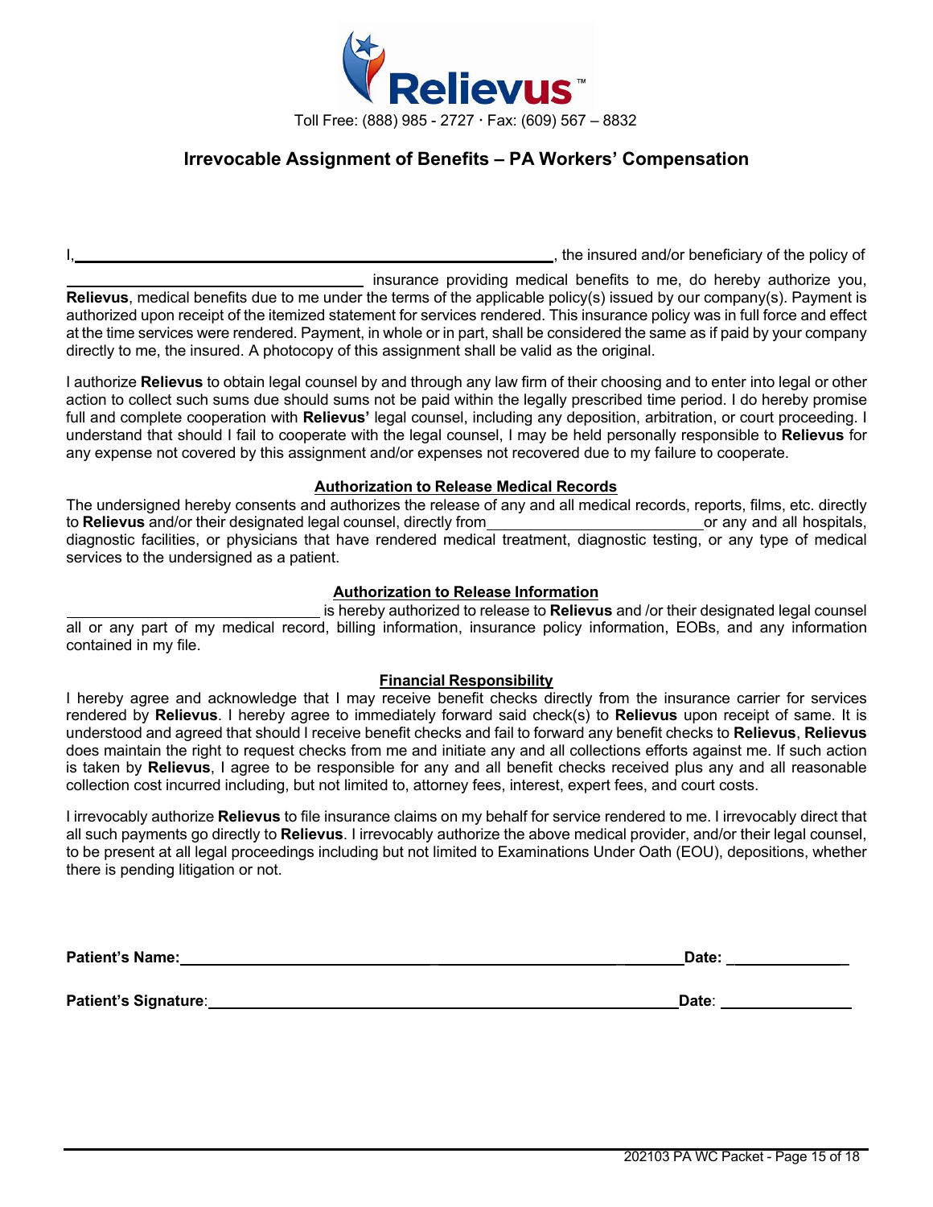**Relievus**™

Toll Free: (888) 985 - 2727 · Fax: (609) 567 – 8832

## Irrevocable Assignment of Benefits – PA Workers' Compensation

I,\_\_\_\_\_\_\_\_\_\_\_\_\_\_\_\_\_\_\_\_\_\_\_\_\_\_\_\_\_\_\_\_\_\_\_\_\_\_\_\_\_\_\_\_\_\_\_\_\_\_\_\_\_\_\_\_\_\_, the insured and/or beneficiary of the policy of \_\_\_\_\_\_\_\_\_\_\_\_\_\_\_\_\_\_\_\_\_\_\_\_\_\_\_\_\_\_\_\_\_\_\_\_\_ insurance providing medical benefits to me, do hereby authorize you, **Relievus**, medical benefits due to me under the terms of the applicable policy(s) issued by our company(s). Payment is authorized upon receipt of the itemized statement for services rendered. This insurance policy was in full force and effect at the time services were rendered. Payment, in whole or in part, shall be considered the same as if paid by your company directly to me, the insured. A photocopy of this assignment shall be valid as the original.

I authorize **Relievus** to obtain legal counsel by and through any law firm of their choosing and to enter into legal or other action to collect such sums due should sums not be paid within the legally prescribed time period. I do hereby promise full and complete cooperation with **Relievus'** legal counsel, including any deposition, arbitration, or court proceeding. I understand that should I fail to cooperate with the legal counsel, I may be held personally responsible to **Relievus** for any expense not covered by this assignment and/or expenses not recovered due to my failure to cooperate.

### Authorization to Release Medical Records

The undersigned hereby consents and authorizes the release of any and all medical records, reports, films, etc. directly to **Relievus** and/or their designated legal counsel, directly from\_\_\_\_\_\_\_\_\_\_\_\_\_\_\_\_\_\_\_\_\_\_\_\_\_\_\_\_or any and all hospitals, diagnostic facilities, or physicians that have rendered medical treatment, diagnostic testing, or any type of medical services to the undersigned as a patient.

### Authorization to Release Information

\_\_\_\_\_\_\_\_\_\_\_\_\_\_\_\_\_\_\_\_\_\_\_\_\_\_\_\_\_\_\_ is hereby authorized to release to **Relievus** and /or their designated legal counsel all or any part of my medical record, billing information, insurance policy information, EOBs, and any information contained in my file.

### Financial Responsibility

I hereby agree and acknowledge that I may receive benefit checks directly from the insurance carrier for services rendered by **Relievus**. I hereby agree to immediately forward said check(s) to **Relievus** upon receipt of same. It is understood and agreed that should I receive benefit checks and fail to forward any benefit checks to **Relievus**, **Relievus** does maintain the right to request checks from me and initiate any and all collections efforts against me. If such action is taken by **Relievus**, I agree to be responsible for any and all benefit checks received plus any and all reasonable collection cost incurred including, but not limited to, attorney fees, interest, expert fees, and court costs.

I irrevocably authorize **Relievus** to file insurance claims on my behalf for service rendered to me. I irrevocably direct that all such payments go directly to **Relievus**. I irrevocably authorize the above medical provider, and/or their legal counsel, to be present at all legal proceedings including but not limited to Examinations Under Oath (EOU), depositions, whether there is pending litigation or not.

**Patient's Name:**\_\_\_\_\_\_\_\_\_\_\_\_\_\_\_\_\_\_\_\_\_\_\_\_\_\_\_\_\_\_\_\_\_\_\_\_\_\_\_\_\_\_\_\_\_\_\_\_\_\_\_\_\_\_\_\_ **Date:** \_\_\_\_\_\_\_\_\_\_\_\_\_\_

**Patient's Signature**:\_\_\_\_\_\_\_\_\_\_\_\_\_\_\_\_\_\_\_\_\_\_\_\_\_\_\_\_\_\_\_\_\_\_\_\_\_\_\_\_\_\_\_\_\_\_\_\_\_\_\_\_\_\_ **Date**: \_\_\_\_\_\_\_\_\_\_\_\_\_\_\_\_

202103 PA WC Packet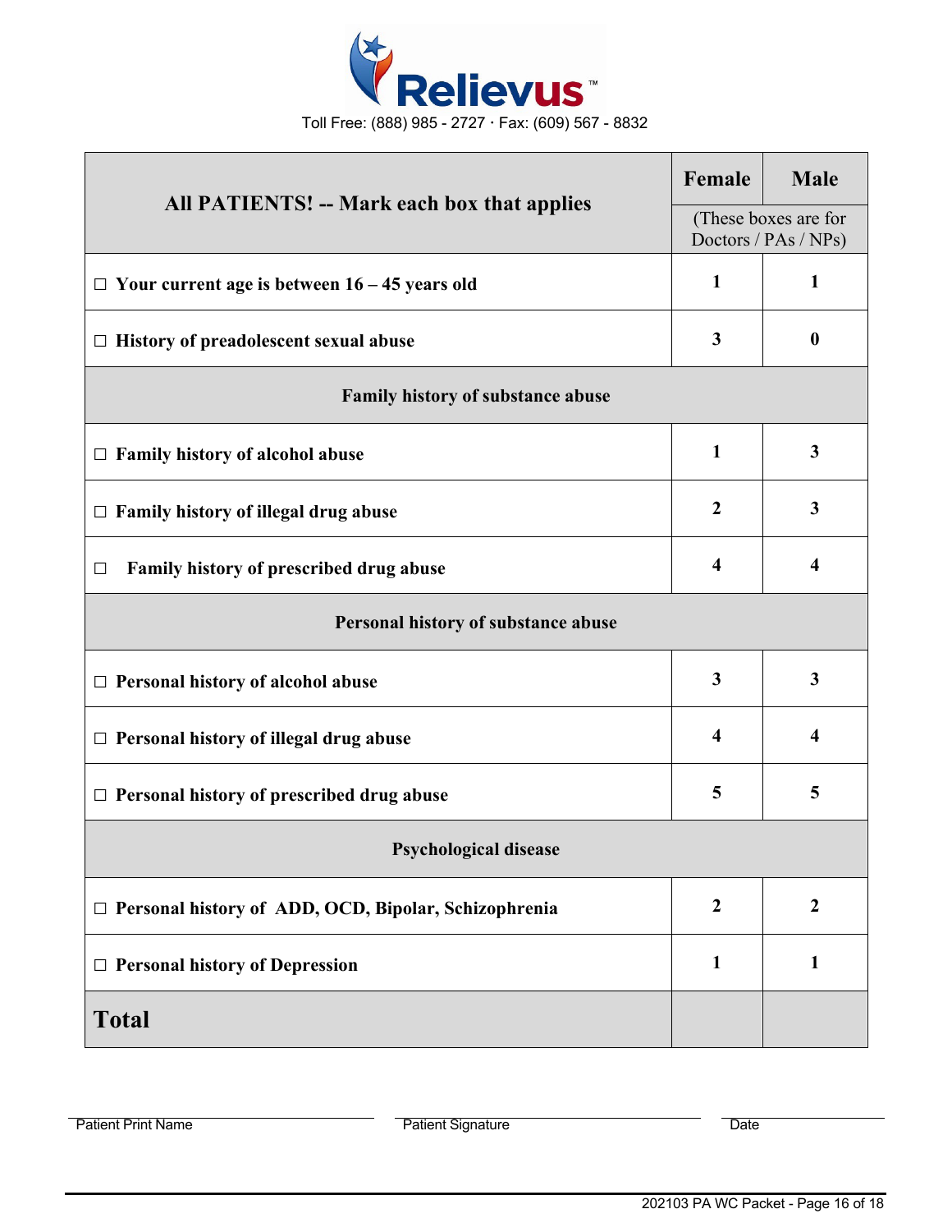**Relievus**™

Toll Free: (888) 985 - 2727 · Fax: (609) 567 - 8832

| All PATIENTS! -- Mark each box that applies | Female | Male |
|---|---|---|
| | (These boxes are for Doctors / PAs / NPs) | |
| ☐ Your current age is between 16 – 45 years old | 1 | 1 |
| ☐ History of preadolescent sexual abuse | 3 | 0 |
| **Family history of substance abuse** | | |
| ☐ Family history of alcohol abuse | 1 | 3 |
| ☐ Family history of illegal drug abuse | 2 | 3 |
| ☐ Family history of prescribed drug abuse | 4 | 4 |
| **Personal history of substance abuse** | | |
| ☐ Personal history of alcohol abuse | 3 | 3 |
| ☐ Personal history of illegal drug abuse | 4 | 4 |
| ☐ Personal history of prescribed drug abuse | 5 | 5 |
| **Psychological disease** | | |
| ☐ Personal history of ADD, OCD, Bipolar, Schizophrenia | 2 | 2 |
| ☐ Personal history of Depression | 1 | 1 |
| **Total** | | |

Patient Print Name ____________________ Patient Signature ____________________ Date ____________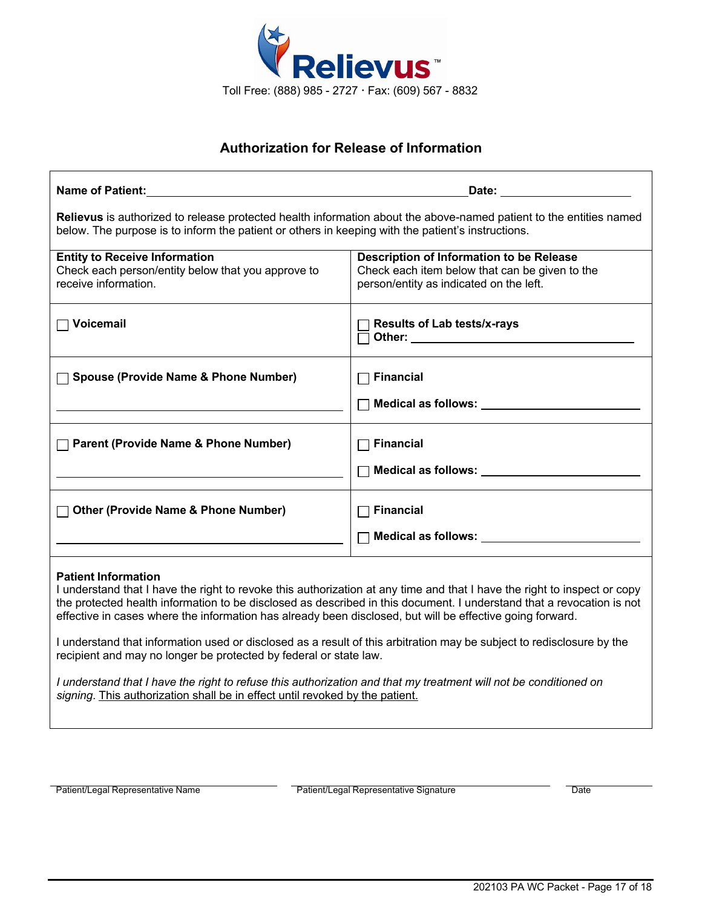**Relievus**™

Toll Free: (888) 985 - 2727 · Fax: (609) 567 - 8832

## Authorization for Release of Information

**Name of Patient:** ______________________________ **Date:** ______________

**Relievus** is authorized to release protected health information about the above-named patient to the entities named below. The purpose is to inform the patient or others in keeping with the patient's instructions.

| **Entity to Receive Information**<br>Check each person/entity below that you approve to receive information. | **Description of Information to be Release**<br>Check each item below that can be given to the person/entity as indicated on the left. |
|---|---|
| ☐ **Voicemail** | ☐ **Results of Lab tests/x-rays**<br>☐ **Other:** ______________________ |
| ☐ **Spouse (Provide Name & Phone Number)**<br>______________________________ | ☐ **Financial**<br>☐ **Medical as follows:** ______________ |
| ☐ **Parent (Provide Name & Phone Number)**<br>______________________________ | ☐ **Financial**<br>☐ **Medical as follows:** ______________ |
| ☐ **Other (Provide Name & Phone Number)**<br>______________________________ | ☐ **Financial**<br>☐ **Medical as follows:** ______________ |

**Patient Information**

I understand that I have the right to revoke this authorization at any time and that I have the right to inspect or copy the protected health information to be disclosed as described in this document. I understand that a revocation is not effective in cases where the information has already been disclosed, but will be effective going forward.

I understand that information used or disclosed as a result of this arbitration may be subject to redisclosure by the recipient and may no longer be protected by federal or state law.

*I understand that I have the right to refuse this authorization and that my treatment will not be conditioned on signing*. <u>This authorization shall be in effect until revoked by the patient.</u>

______________________________ Patient/Legal Representative Name

______________________________ Patient/Legal Representative Signature

______________ Date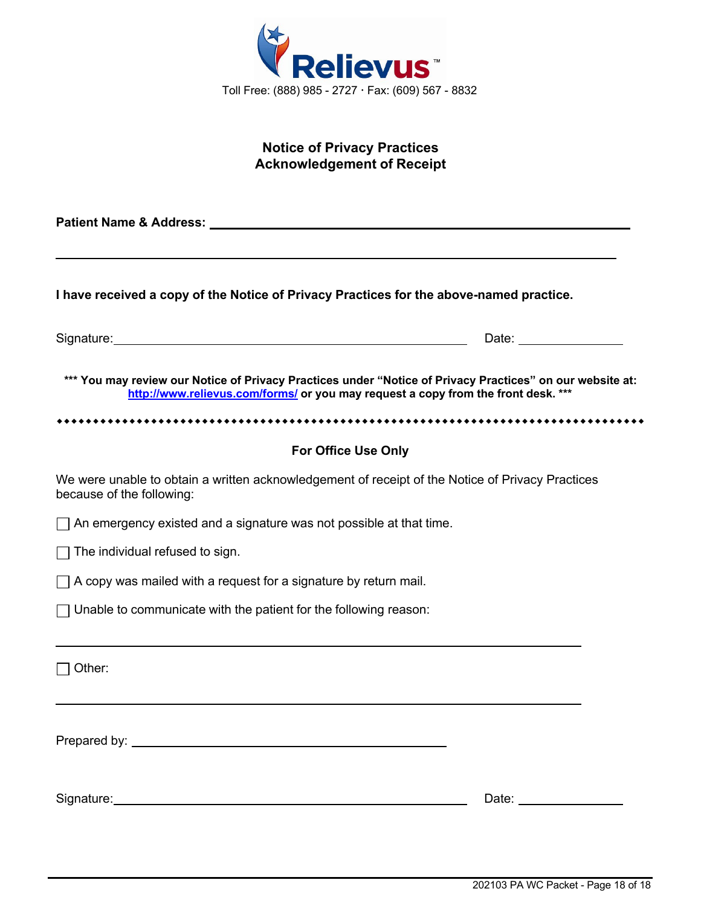Relievus™

Toll Free: (888) 985 - 2727 · Fax: (609) 567 - 8832

## Notice of Privacy Practices
## Acknowledgement of Receipt

**Patient Name & Address:** ______________________________________________________________

______________________________________________________________________________

**I have received a copy of the Notice of Privacy Practices for the above-named practice.**

Signature: ______________________________________________ Date: ______________

**\*\*\* You may review our Notice of Privacy Practices under "Notice of Privacy Practices" on our website at: [http://www.relievus.com/forms/](http://www.relievus.com/forms/) or you may request a copy from the front desk. \*\*\***

◆◆◆◆◆◆◆◆◆◆◆◆◆◆◆◆◆◆◆◆◆◆◆◆◆◆◆◆◆◆◆◆◆◆◆◆◆◆◆◆◆◆◆◆◆◆◆◆◆◆◆◆◆◆◆◆◆◆◆◆◆◆◆◆◆◆◆◆◆◆◆◆◆◆◆◆◆◆◆

**For Office Use Only**

We were unable to obtain a written acknowledgement of receipt of the Notice of Privacy Practices because of the following:

- ☐ An emergency existed and a signature was not possible at that time.
- ☐ The individual refused to sign.
- ☐ A copy was mailed with a request for a signature by return mail.
- ☐ Unable to communicate with the patient for the following reason:

______________________________________________________________________________

- ☐ Other:

______________________________________________________________________________

Prepared by: ______________________________________________

Signature: ______________________________________________ Date: ______________